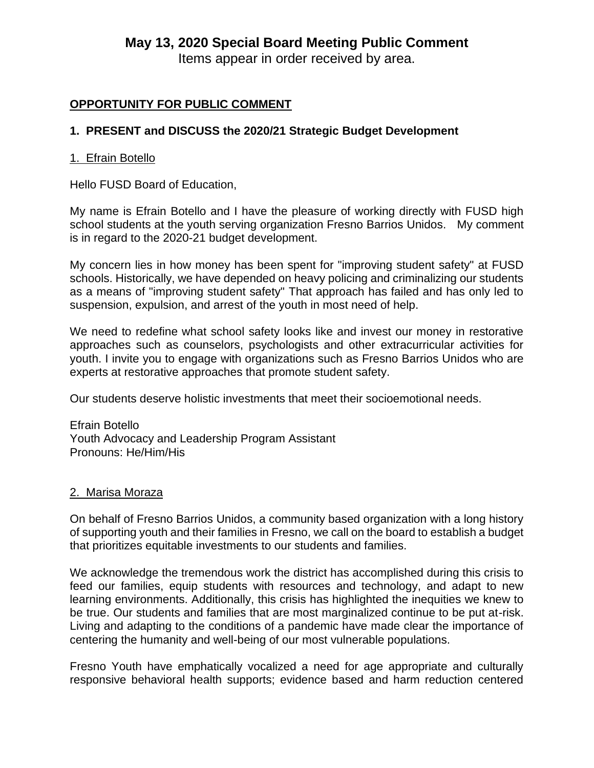# May 13, 2020 Special Board Meeting Public Comment

Items appear in order received by area.

**<u>OPPORTUNITY FOR PUBLIC COMMENT</u>**

**1. PRESENT and DISCUSS the 2020/21 Strategic Budget Development**

<u>1. Efrain Botello</u>

Hello FUSD Board of Education,

My name is Efrain Botello and I have the pleasure of working directly with FUSD high school students at the youth serving organization Fresno Barrios Unidos. My comment is in regard to the 2020-21 budget development.

My concern lies in how money has been spent for "improving student safety" at FUSD schools. Historically, we have depended on heavy policing and criminalizing our students as a means of "improving student safety" That approach has failed and has only led to suspension, expulsion, and arrest of the youth in most need of help.

We need to redefine what school safety looks like and invest our money in restorative approaches such as counselors, psychologists and other extracurricular activities for youth. I invite you to engage with organizations such as Fresno Barrios Unidos who are experts at restorative approaches that promote student safety.

Our students deserve holistic investments that meet their socioemotional needs.

Efrain Botello
Youth Advocacy and Leadership Program Assistant
Pronouns: He/Him/His

<u>2. Marisa Moraza</u>

On behalf of Fresno Barrios Unidos, a community based organization with a long history of supporting youth and their families in Fresno, we call on the board to establish a budget that prioritizes equitable investments to our students and families.

We acknowledge the tremendous work the district has accomplished during this crisis to feed our families, equip students with resources and technology, and adapt to new learning environments. Additionally, this crisis has highlighted the inequities we knew to be true. Our students and families that are most marginalized continue to be put at-risk. Living and adapting to the conditions of a pandemic have made clear the importance of centering the humanity and well-being of our most vulnerable populations.

Fresno Youth have emphatically vocalized a need for age appropriate and culturally responsive behavioral health supports; evidence based and harm reduction centered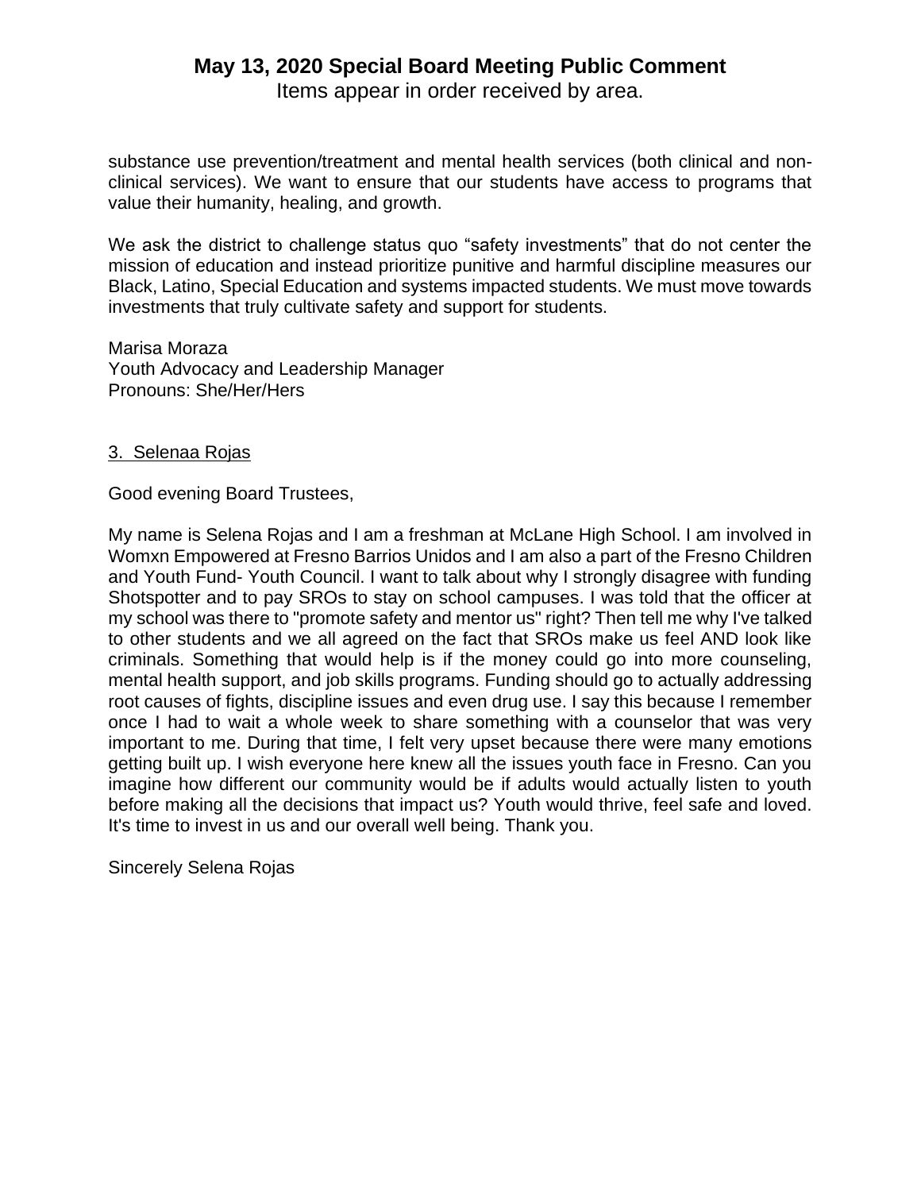substance use prevention/treatment and mental health services (both clinical and non-clinical services). We want to ensure that our students have access to programs that value their humanity, healing, and growth.

We ask the district to challenge status quo "safety investments" that do not center the mission of education and instead prioritize punitive and harmful discipline measures our Black, Latino, Special Education and systems impacted students. We must move towards investments that truly cultivate safety and support for students.

Marisa Moraza
Youth Advocacy and Leadership Manager
Pronouns: She/Her/Hers

3. Selenaa Rojas

Good evening Board Trustees,

My name is Selena Rojas and I am a freshman at McLane High School. I am involved in Womxn Empowered at Fresno Barrios Unidos and I am also a part of the Fresno Children and Youth Fund- Youth Council. I want to talk about why I strongly disagree with funding Shotspotter and to pay SROs to stay on school campuses. I was told that the officer at my school was there to "promote safety and mentor us" right? Then tell me why I've talked to other students and we all agreed on the fact that SROs make us feel AND look like criminals. Something that would help is if the money could go into more counseling, mental health support, and job skills programs. Funding should go to actually addressing root causes of fights, discipline issues and even drug use. I say this because I remember once I had to wait a whole week to share something with a counselor that was very important to me. During that time, I felt very upset because there were many emotions getting built up. I wish everyone here knew all the issues youth face in Fresno. Can you imagine how different our community would be if adults would actually listen to youth before making all the decisions that impact us? Youth would thrive, feel safe and loved. It's time to invest in us and our overall well being. Thank you.

Sincerely Selena Rojas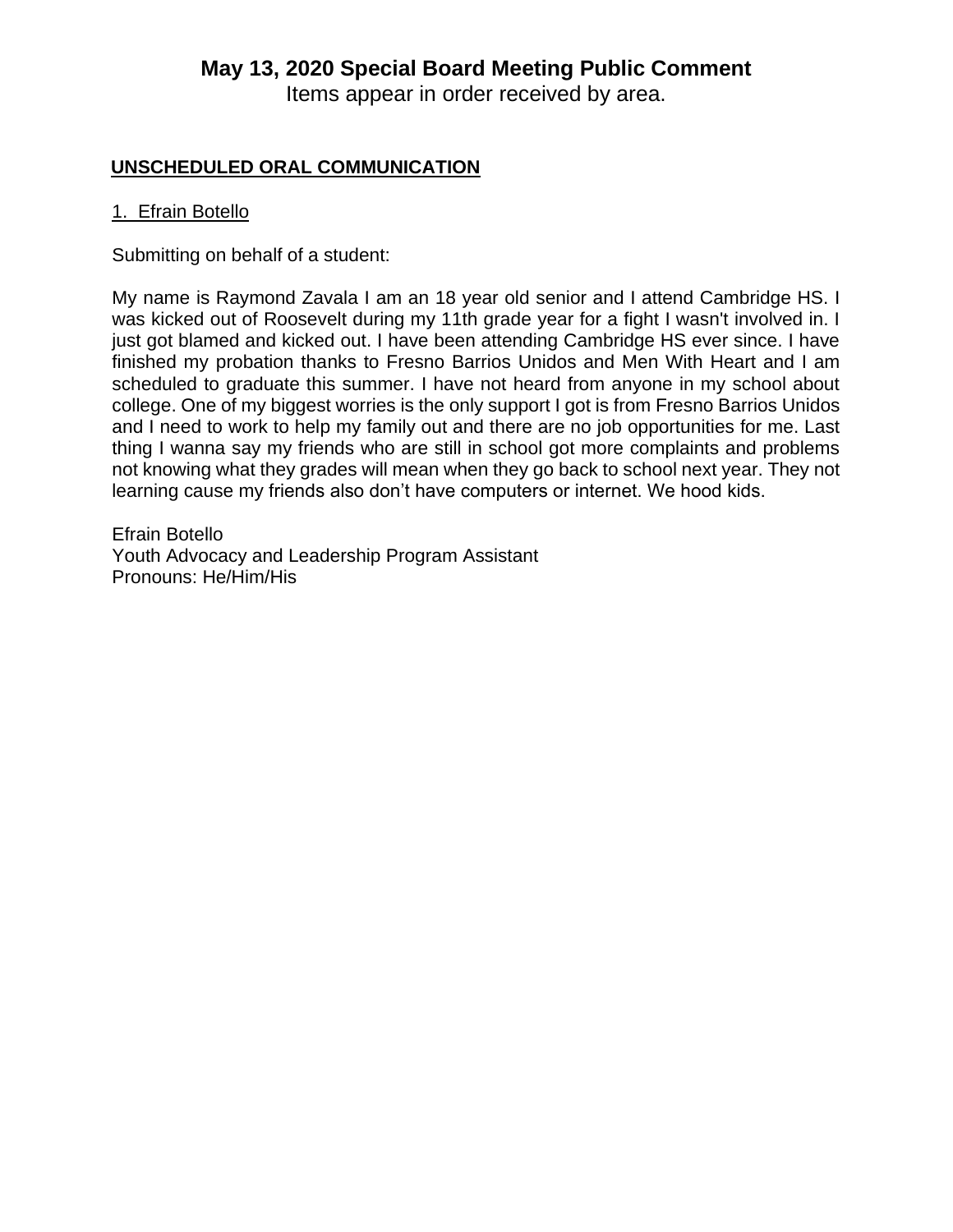# May 13, 2020 Special Board Meeting Public Comment

Items appear in order received by area.

## UNSCHEDULED ORAL COMMUNICATION

1. Efrain Botello

Submitting on behalf of a student:

My name is Raymond Zavala I am an 18 year old senior and I attend Cambridge HS. I was kicked out of Roosevelt during my 11th grade year for a fight I wasn't involved in. I just got blamed and kicked out. I have been attending Cambridge HS ever since. I have finished my probation thanks to Fresno Barrios Unidos and Men With Heart and I am scheduled to graduate this summer. I have not heard from anyone in my school about college. One of my biggest worries is the only support I got is from Fresno Barrios Unidos and I need to work to help my family out and there are no job opportunities for me. Last thing I wanna say my friends who are still in school got more complaints and problems not knowing what they grades will mean when they go back to school next year. They not learning cause my friends also don't have computers or internet. We hood kids.

Efrain Botello
Youth Advocacy and Leadership Program Assistant
Pronouns: He/Him/His